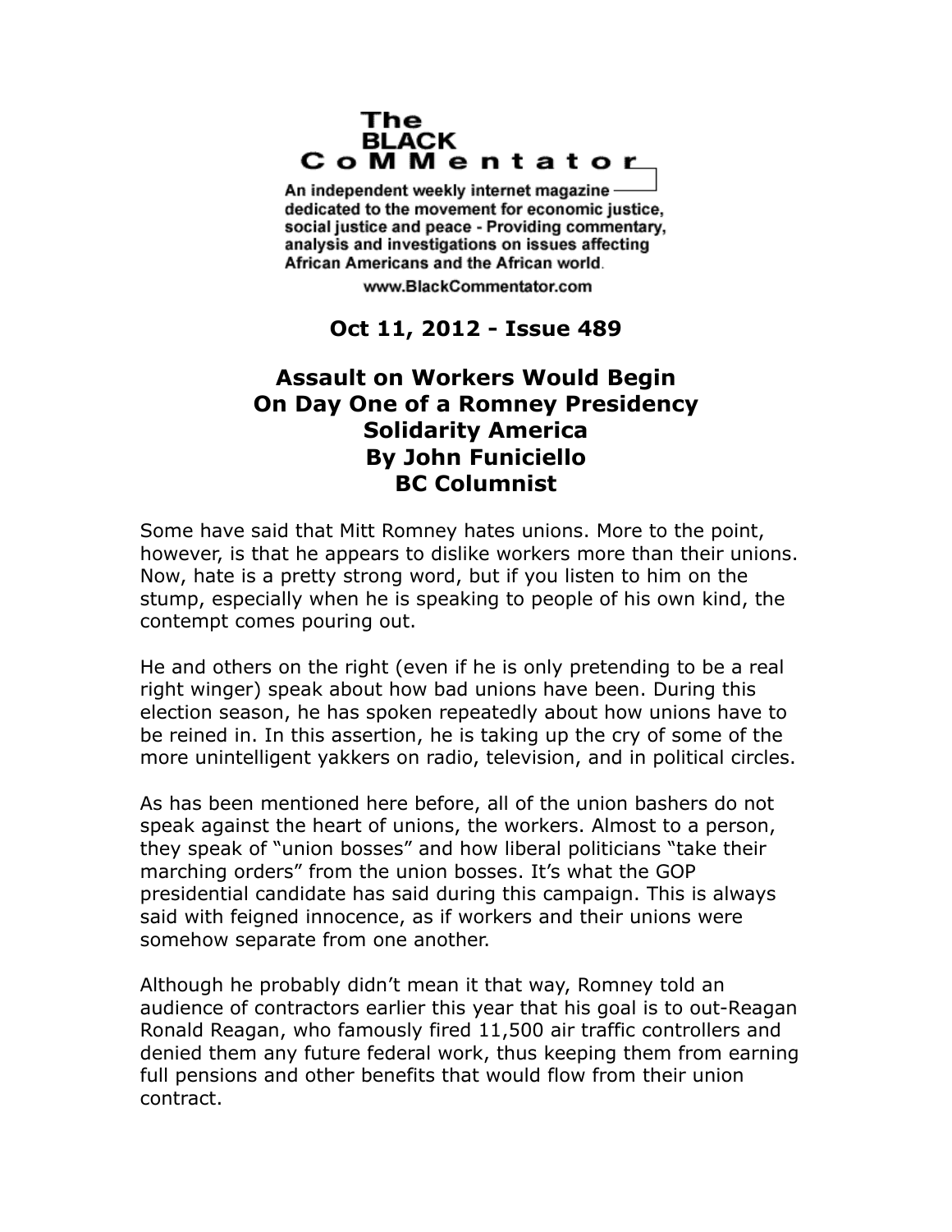# The BLACK CoMMentator

An independent weekly internet magazine dedicated to the movement for economic justice, social justice and peace - Providing commentary, analysis and investigations on issues affecting African Americans and the African world.

www.BlackCommentator.com

**Oct 11, 2012 - Issue 489**

## Assault on Workers Would Begin On Day One of a Romney Presidency
## Solidarity America
## By John Funiciello
## BC Columnist

Some have said that Mitt Romney hates unions. More to the point, however, is that he appears to dislike workers more than their unions. Now, hate is a pretty strong word, but if you listen to him on the stump, especially when he is speaking to people of his own kind, the contempt comes pouring out.

He and others on the right (even if he is only pretending to be a real right winger) speak about how bad unions have been. During this election season, he has spoken repeatedly about how unions have to be reined in. In this assertion, he is taking up the cry of some of the more unintelligent yakkers on radio, television, and in political circles.

As has been mentioned here before, all of the union bashers do not speak against the heart of unions, the workers. Almost to a person, they speak of "union bosses" and how liberal politicians "take their marching orders" from the union bosses. It's what the GOP presidential candidate has said during this campaign. This is always said with feigned innocence, as if workers and their unions were somehow separate from one another.

Although he probably didn't mean it that way, Romney told an audience of contractors earlier this year that his goal is to out-Reagan Ronald Reagan, who famously fired 11,500 air traffic controllers and denied them any future federal work, thus keeping them from earning full pensions and other benefits that would flow from their union contract.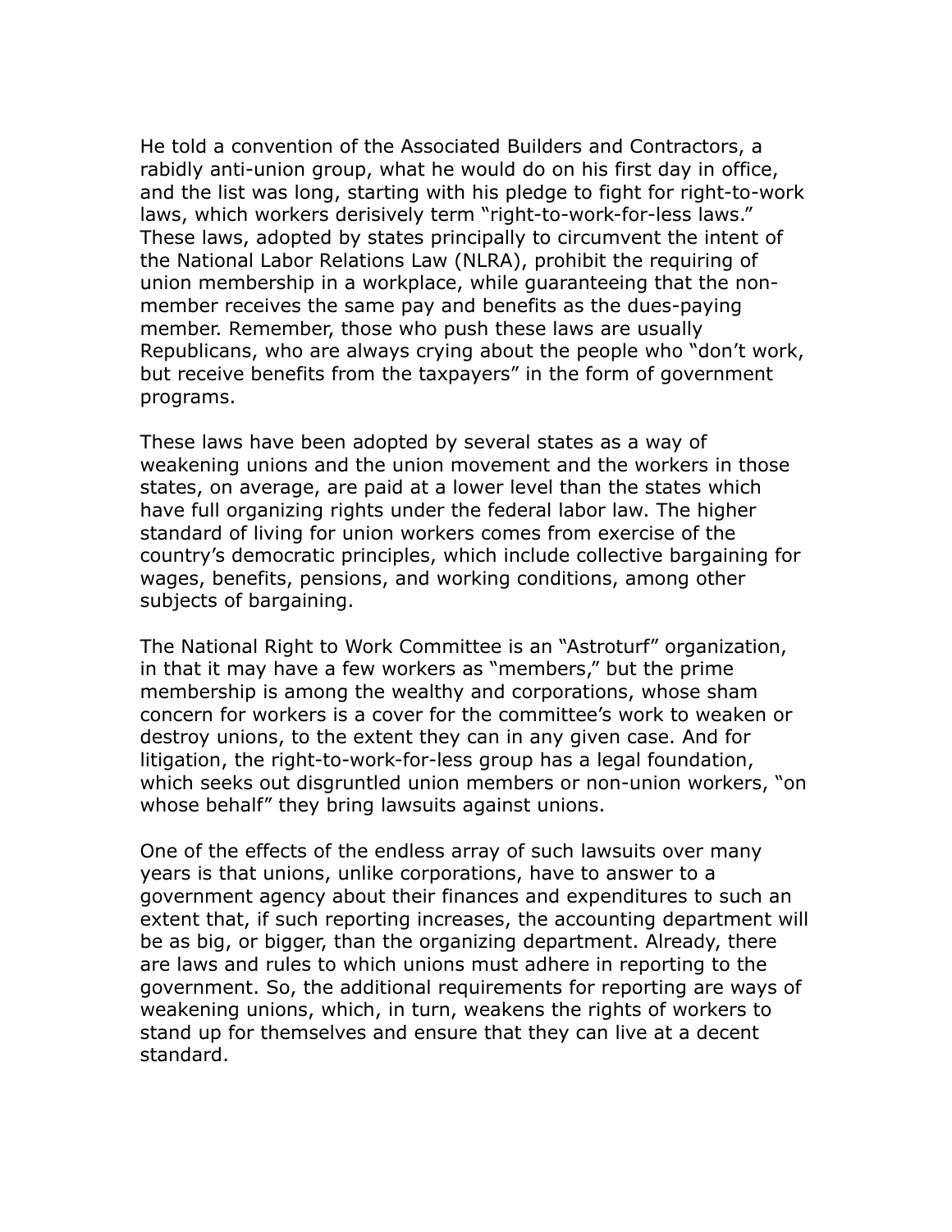He told a convention of the Associated Builders and Contractors, a rabidly anti-union group, what he would do on his first day in office, and the list was long, starting with his pledge to fight for right-to-work laws, which workers derisively term "right-to-work-for-less laws." These laws, adopted by states principally to circumvent the intent of the National Labor Relations Law (NLRA), prohibit the requiring of union membership in a workplace, while guaranteeing that the non-member receives the same pay and benefits as the dues-paying member. Remember, those who push these laws are usually Republicans, who are always crying about the people who "don't work, but receive benefits from the taxpayers" in the form of government programs.

These laws have been adopted by several states as a way of weakening unions and the union movement and the workers in those states, on average, are paid at a lower level than the states which have full organizing rights under the federal labor law. The higher standard of living for union workers comes from exercise of the country's democratic principles, which include collective bargaining for wages, benefits, pensions, and working conditions, among other subjects of bargaining.

The National Right to Work Committee is an "Astroturf" organization, in that it may have a few workers as "members," but the prime membership is among the wealthy and corporations, whose sham concern for workers is a cover for the committee's work to weaken or destroy unions, to the extent they can in any given case. And for litigation, the right-to-work-for-less group has a legal foundation, which seeks out disgruntled union members or non-union workers, "on whose behalf" they bring lawsuits against unions.

One of the effects of the endless array of such lawsuits over many years is that unions, unlike corporations, have to answer to a government agency about their finances and expenditures to such an extent that, if such reporting increases, the accounting department will be as big, or bigger, than the organizing department. Already, there are laws and rules to which unions must adhere in reporting to the government. So, the additional requirements for reporting are ways of weakening unions, which, in turn, weakens the rights of workers to stand up for themselves and ensure that they can live at a decent standard.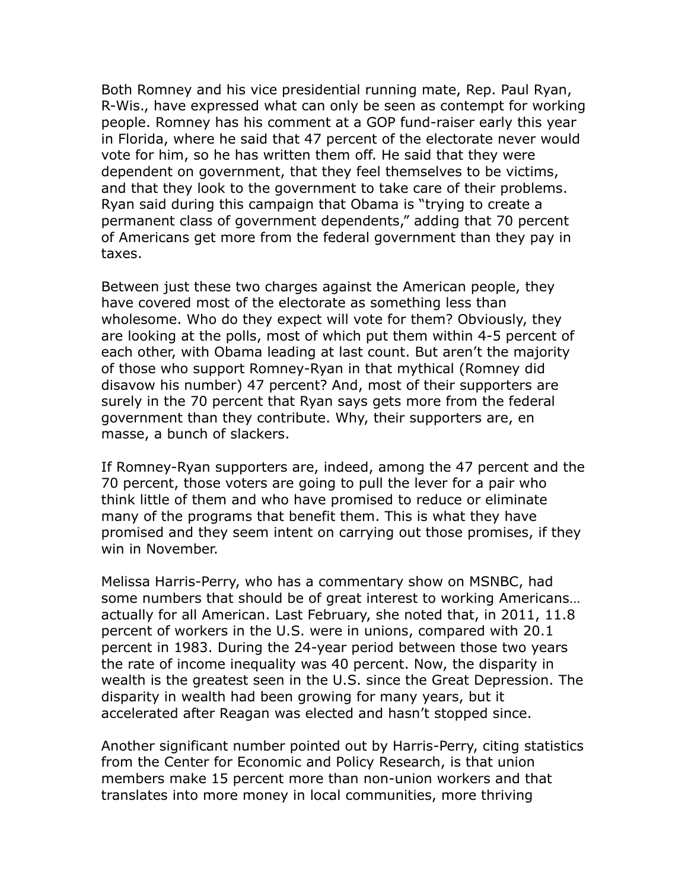Both Romney and his vice presidential running mate, Rep. Paul Ryan, R-Wis., have expressed what can only be seen as contempt for working people. Romney has his comment at a GOP fund-raiser early this year in Florida, where he said that 47 percent of the electorate never would vote for him, so he has written them off. He said that they were dependent on government, that they feel themselves to be victims, and that they look to the government to take care of their problems. Ryan said during this campaign that Obama is "trying to create a permanent class of government dependents," adding that 70 percent of Americans get more from the federal government than they pay in taxes.

Between just these two charges against the American people, they have covered most of the electorate as something less than wholesome. Who do they expect will vote for them? Obviously, they are looking at the polls, most of which put them within 4-5 percent of each other, with Obama leading at last count. But aren't the majority of those who support Romney-Ryan in that mythical (Romney did disavow his number) 47 percent? And, most of their supporters are surely in the 70 percent that Ryan says gets more from the federal government than they contribute. Why, their supporters are, en masse, a bunch of slackers.

If Romney-Ryan supporters are, indeed, among the 47 percent and the 70 percent, those voters are going to pull the lever for a pair who think little of them and who have promised to reduce or eliminate many of the programs that benefit them. This is what they have promised and they seem intent on carrying out those promises, if they win in November.

Melissa Harris-Perry, who has a commentary show on MSNBC, had some numbers that should be of great interest to working Americans… actually for all American. Last February, she noted that, in 2011, 11.8 percent of workers in the U.S. were in unions, compared with 20.1 percent in 1983. During the 24-year period between those two years the rate of income inequality was 40 percent. Now, the disparity in wealth is the greatest seen in the U.S. since the Great Depression. The disparity in wealth had been growing for many years, but it accelerated after Reagan was elected and hasn't stopped since.

Another significant number pointed out by Harris-Perry, citing statistics from the Center for Economic and Policy Research, is that union members make 15 percent more than non-union workers and that translates into more money in local communities, more thriving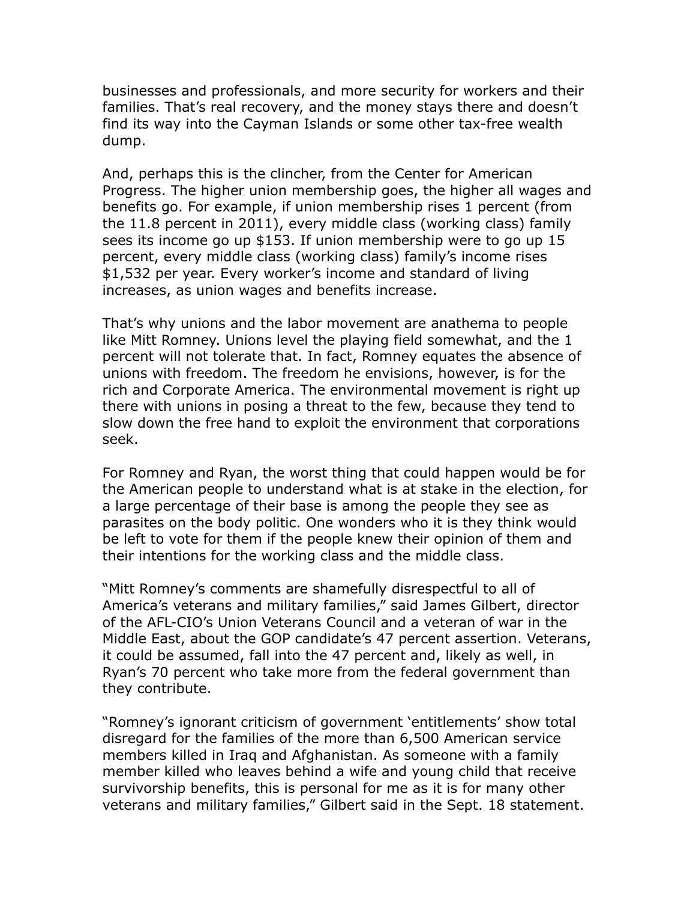businesses and professionals, and more security for workers and their families. That's real recovery, and the money stays there and doesn't find its way into the Cayman Islands or some other tax-free wealth dump.

And, perhaps this is the clincher, from the Center for American Progress. The higher union membership goes, the higher all wages and benefits go. For example, if union membership rises 1 percent (from the 11.8 percent in 2011), every middle class (working class) family sees its income go up $153. If union membership were to go up 15 percent, every middle class (working class) family's income rises $1,532 per year. Every worker's income and standard of living increases, as union wages and benefits increase.

That's why unions and the labor movement are anathema to people like Mitt Romney. Unions level the playing field somewhat, and the 1 percent will not tolerate that. In fact, Romney equates the absence of unions with freedom. The freedom he envisions, however, is for the rich and Corporate America. The environmental movement is right up there with unions in posing a threat to the few, because they tend to slow down the free hand to exploit the environment that corporations seek.

For Romney and Ryan, the worst thing that could happen would be for the American people to understand what is at stake in the election, for a large percentage of their base is among the people they see as parasites on the body politic. One wonders who it is they think would be left to vote for them if the people knew their opinion of them and their intentions for the working class and the middle class.

"Mitt Romney's comments are shamefully disrespectful to all of America's veterans and military families," said James Gilbert, director of the AFL-CIO's Union Veterans Council and a veteran of war in the Middle East, about the GOP candidate's 47 percent assertion. Veterans, it could be assumed, fall into the 47 percent and, likely as well, in Ryan's 70 percent who take more from the federal government than they contribute.

"Romney's ignorant criticism of government 'entitlements' show total disregard for the families of the more than 6,500 American service members killed in Iraq and Afghanistan. As someone with a family member killed who leaves behind a wife and young child that receive survivorship benefits, this is personal for me as it is for many other veterans and military families," Gilbert said in the Sept. 18 statement.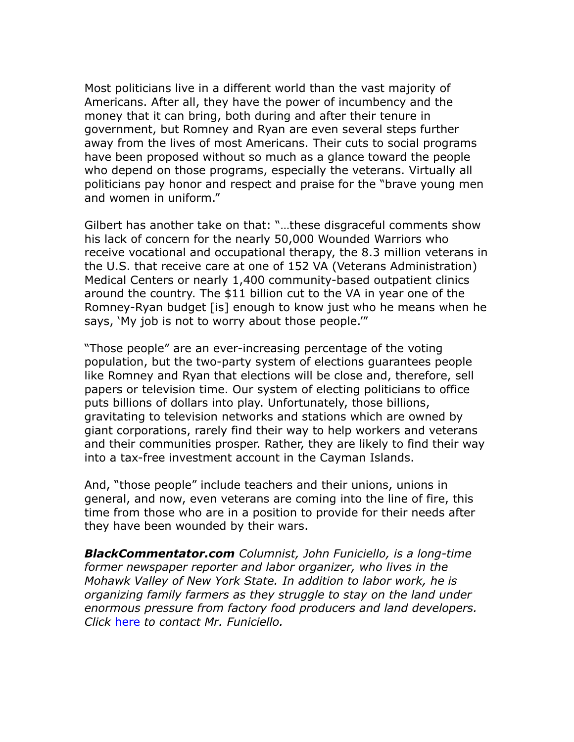Most politicians live in a different world than the vast majority of Americans. After all, they have the power of incumbency and the money that it can bring, both during and after their tenure in government, but Romney and Ryan are even several steps further away from the lives of most Americans. Their cuts to social programs have been proposed without so much as a glance toward the people who depend on those programs, especially the veterans. Virtually all politicians pay honor and respect and praise for the "brave young men and women in uniform."

Gilbert has another take on that: "…these disgraceful comments show his lack of concern for the nearly 50,000 Wounded Warriors who receive vocational and occupational therapy, the 8.3 million veterans in the U.S. that receive care at one of 152 VA (Veterans Administration) Medical Centers or nearly 1,400 community-based outpatient clinics around the country. The $11 billion cut to the VA in year one of the Romney-Ryan budget [is] enough to know just who he means when he says, 'My job is not to worry about those people.'"

"Those people" are an ever-increasing percentage of the voting population, but the two-party system of elections guarantees people like Romney and Ryan that elections will be close and, therefore, sell papers or television time. Our system of electing politicians to office puts billions of dollars into play. Unfortunately, those billions, gravitating to television networks and stations which are owned by giant corporations, rarely find their way to help workers and veterans and their communities prosper. Rather, they are likely to find their way into a tax-free investment account in the Cayman Islands.

And, "those people" include teachers and their unions, unions in general, and now, even veterans are coming into the line of fire, this time from those who are in a position to provide for their needs after they have been wounded by their wars.

***BlackCommentator.com*** *Columnist, John Funiciello, is a long-time former newspaper reporter and labor organizer, who lives in the Mohawk Valley of New York State. In addition to labor work, he is organizing family farmers as they struggle to stay on the land under enormous pressure from factory food producers and land developers. Click* here *to contact Mr. Funiciello.*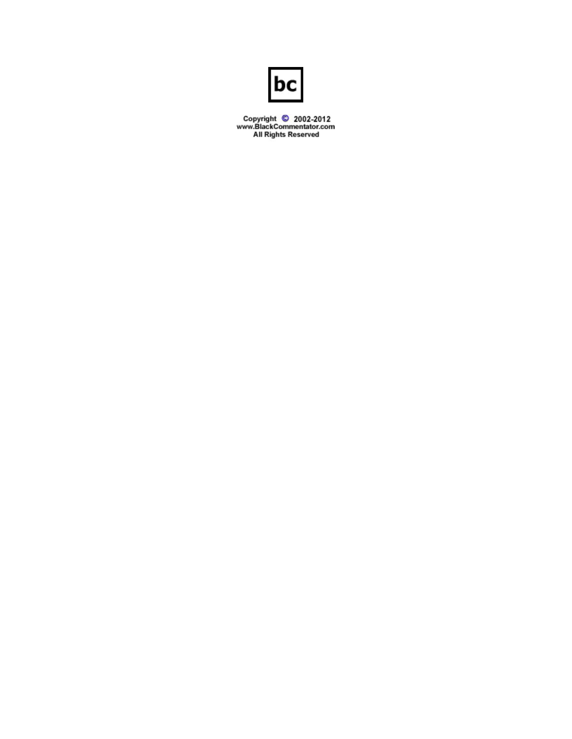bc

Copyright © 2002-2012
www.BlackCommentator.com
All Rights Reserved